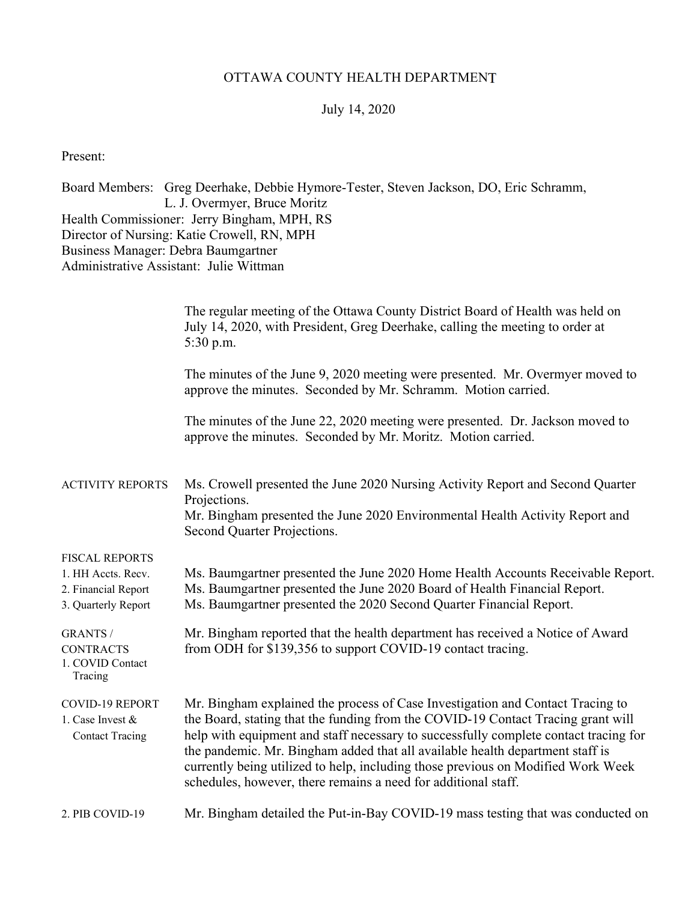# OTTAWA COUNTY HEALTH DEPARTMENT

July 14, 2020

Present:

Board Members: Greg Deerhake, Debbie Hymore-Tester, Steven Jackson, DO, Eric Schramm, L. J. Overmyer, Bruce Moritz
Health Commissioner: Jerry Bingham, MPH, RS
Director of Nursing: Katie Crowell, RN, MPH
Business Manager: Debra Baumgartner
Administrative Assistant: Julie Wittman

The regular meeting of the Ottawa County District Board of Health was held on July 14, 2020, with President, Greg Deerhake, calling the meeting to order at 5:30 p.m.

The minutes of the June 9, 2020 meeting were presented. Mr. Overmyer moved to approve the minutes. Seconded by Mr. Schramm. Motion carried.

The minutes of the June 22, 2020 meeting were presented. Dr. Jackson moved to approve the minutes. Seconded by Mr. Moritz. Motion carried.

**ACTIVITY REPORTS**

Ms. Crowell presented the June 2020 Nursing Activity Report and Second Quarter Projections.
Mr. Bingham presented the June 2020 Environmental Health Activity Report and Second Quarter Projections.

**FISCAL REPORTS**

1. HH Accts. Recv. — Ms. Baumgartner presented the June 2020 Home Health Accounts Receivable Report.
2. Financial Report — Ms. Baumgartner presented the June 2020 Board of Health Financial Report.
3. Quarterly Report — Ms. Baumgartner presented the 2020 Second Quarter Financial Report.

**GRANTS / CONTRACTS**

1. COVID Contact Tracing — Mr. Bingham reported that the health department has received a Notice of Award from ODH for $139,356 to support COVID-19 contact tracing.

**COVID-19 REPORT**

1. Case Invest & Contact Tracing — Mr. Bingham explained the process of Case Investigation and Contact Tracing to the Board, stating that the funding from the COVID-19 Contact Tracing grant will help with equipment and staff necessary to successfully complete contact tracing for the pandemic. Mr. Bingham added that all available health department staff is currently being utilized to help, including those previous on Modified Work Week schedules, however, there remains a need for additional staff.

2. PIB COVID-19 — Mr. Bingham detailed the Put-in-Bay COVID-19 mass testing that was conducted on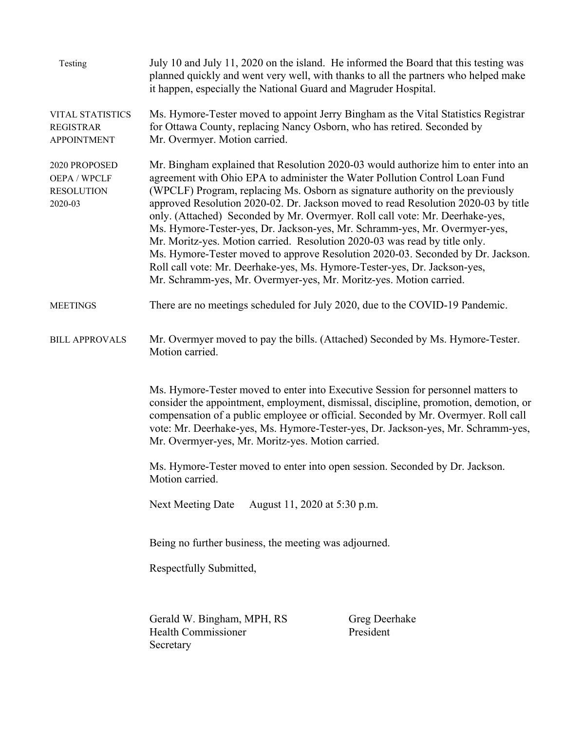Testing — July 10 and July 11, 2020 on the island. He informed the Board that this testing was planned quickly and went very well, with thanks to all the partners who helped make it happen, especially the National Guard and Magruder Hospital.

**VITAL STATISTICS REGISTRAR APPOINTMENT**

Ms. Hymore-Tester moved to appoint Jerry Bingham as the Vital Statistics Registrar for Ottawa County, replacing Nancy Osborn, who has retired. Seconded by Mr. Overmyer. Motion carried.

**2020 PROPOSED OEPA / WPCLF RESOLUTION 2020-03**

Mr. Bingham explained that Resolution 2020-03 would authorize him to enter into an agreement with Ohio EPA to administer the Water Pollution Control Loan Fund (WPCLF) Program, replacing Ms. Osborn as signature authority on the previously approved Resolution 2020-02. Dr. Jackson moved to read Resolution 2020-03 by title only. (Attached) Seconded by Mr. Overmyer. Roll call vote: Mr. Deerhake-yes, Ms. Hymore-Tester-yes, Dr. Jackson-yes, Mr. Schramm-yes, Mr. Overmyer-yes, Mr. Moritz-yes. Motion carried. Resolution 2020-03 was read by title only. Ms. Hymore-Tester moved to approve Resolution 2020-03. Seconded by Dr. Jackson. Roll call vote: Mr. Deerhake-yes, Ms. Hymore-Tester-yes, Dr. Jackson-yes, Mr. Schramm-yes, Mr. Overmyer-yes, Mr. Moritz-yes. Motion carried.

**MEETINGS**

There are no meetings scheduled for July 2020, due to the COVID-19 Pandemic.

**BILL APPROVALS**

Mr. Overmyer moved to pay the bills. (Attached) Seconded by Ms. Hymore-Tester. Motion carried.

Ms. Hymore-Tester moved to enter into Executive Session for personnel matters to consider the appointment, employment, dismissal, discipline, promotion, demotion, or compensation of a public employee or official. Seconded by Mr. Overmyer. Roll call vote: Mr. Deerhake-yes, Ms. Hymore-Tester-yes, Dr. Jackson-yes, Mr. Schramm-yes, Mr. Overmyer-yes, Mr. Moritz-yes. Motion carried.

Ms. Hymore-Tester moved to enter into open session. Seconded by Dr. Jackson. Motion carried.

Next Meeting Date August 11, 2020 at 5:30 p.m.

Being no further business, the meeting was adjourned.

Respectfully Submitted,

| | |
|---|---|
| Gerald W. Bingham, MPH, RS | Greg Deerhake |
| Health Commissioner | President |
| Secretary | |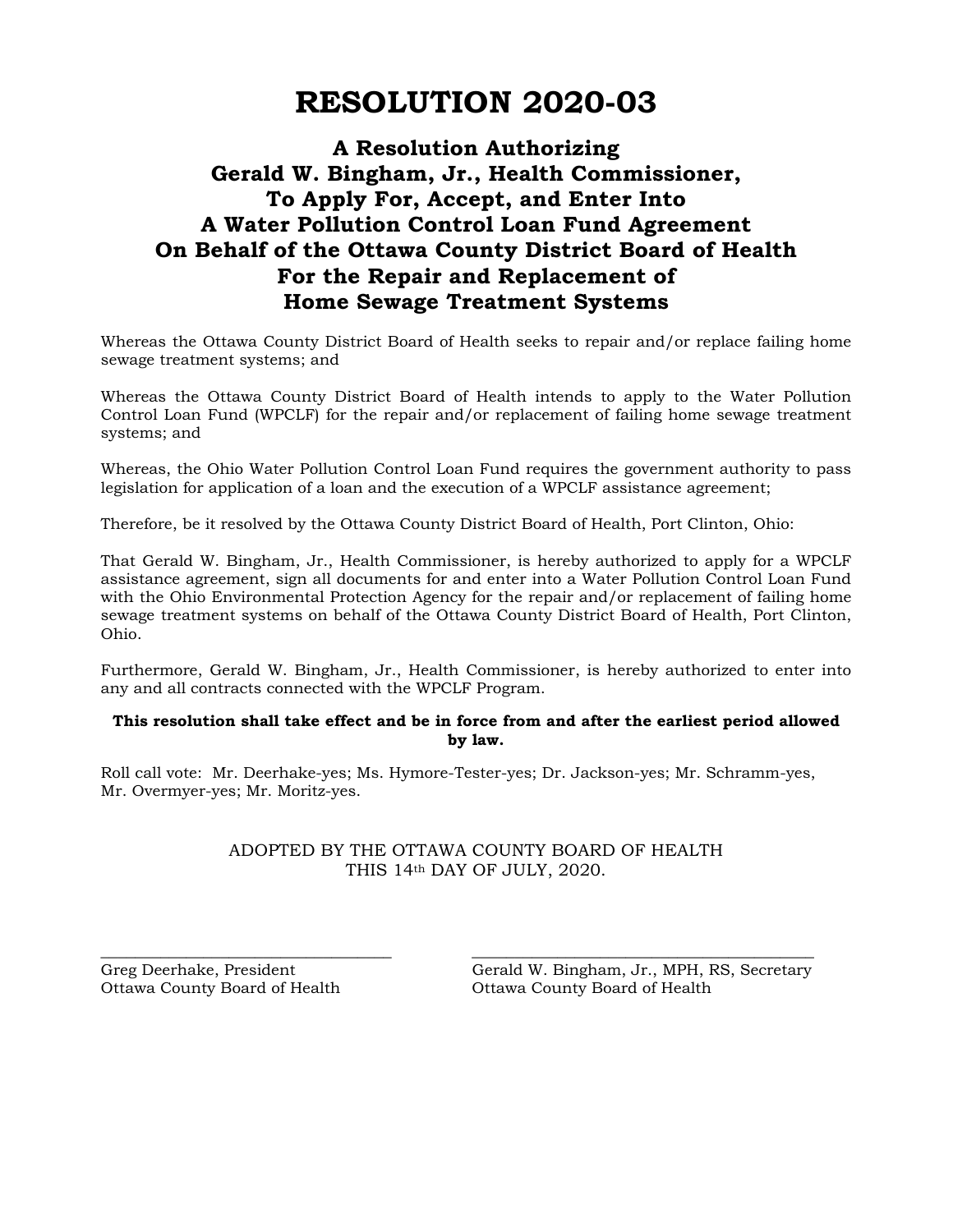# RESOLUTION 2020-03

## A Resolution Authorizing Gerald W. Bingham, Jr., Health Commissioner, To Apply For, Accept, and Enter Into A Water Pollution Control Loan Fund Agreement On Behalf of the Ottawa County District Board of Health For the Repair and Replacement of Home Sewage Treatment Systems

Whereas the Ottawa County District Board of Health seeks to repair and/or replace failing home sewage treatment systems; and

Whereas the Ottawa County District Board of Health intends to apply to the Water Pollution Control Loan Fund (WPCLF) for the repair and/or replacement of failing home sewage treatment systems; and

Whereas, the Ohio Water Pollution Control Loan Fund requires the government authority to pass legislation for application of a loan and the execution of a WPCLF assistance agreement;

Therefore, be it resolved by the Ottawa County District Board of Health, Port Clinton, Ohio:

That Gerald W. Bingham, Jr., Health Commissioner, is hereby authorized to apply for a WPCLF assistance agreement, sign all documents for and enter into a Water Pollution Control Loan Fund with the Ohio Environmental Protection Agency for the repair and/or replacement of failing home sewage treatment systems on behalf of the Ottawa County District Board of Health, Port Clinton, Ohio.

Furthermore, Gerald W. Bingham, Jr., Health Commissioner, is hereby authorized to enter into any and all contracts connected with the WPCLF Program.

**This resolution shall take effect and be in force from and after the earliest period allowed by law.**

Roll call vote: Mr. Deerhake-yes; Ms. Hymore-Tester-yes; Dr. Jackson-yes; Mr. Schramm-yes, Mr. Overmyer-yes; Mr. Moritz-yes.

ADOPTED BY THE OTTAWA COUNTY BOARD OF HEALTH THIS 14th DAY OF JULY, 2020.

\_\_\_\_\_\_\_\_\_\_\_\_\_\_\_\_\_\_\_\_\_\_\_\_\_\_\_\_\_\_\_\_
Greg Deerhake, President
Ottawa County Board of Health

\_\_\_\_\_\_\_\_\_\_\_\_\_\_\_\_\_\_\_\_\_\_\_\_\_\_\_\_\_\_\_\_
Gerald W. Bingham, Jr., MPH, RS, Secretary
Ottawa County Board of Health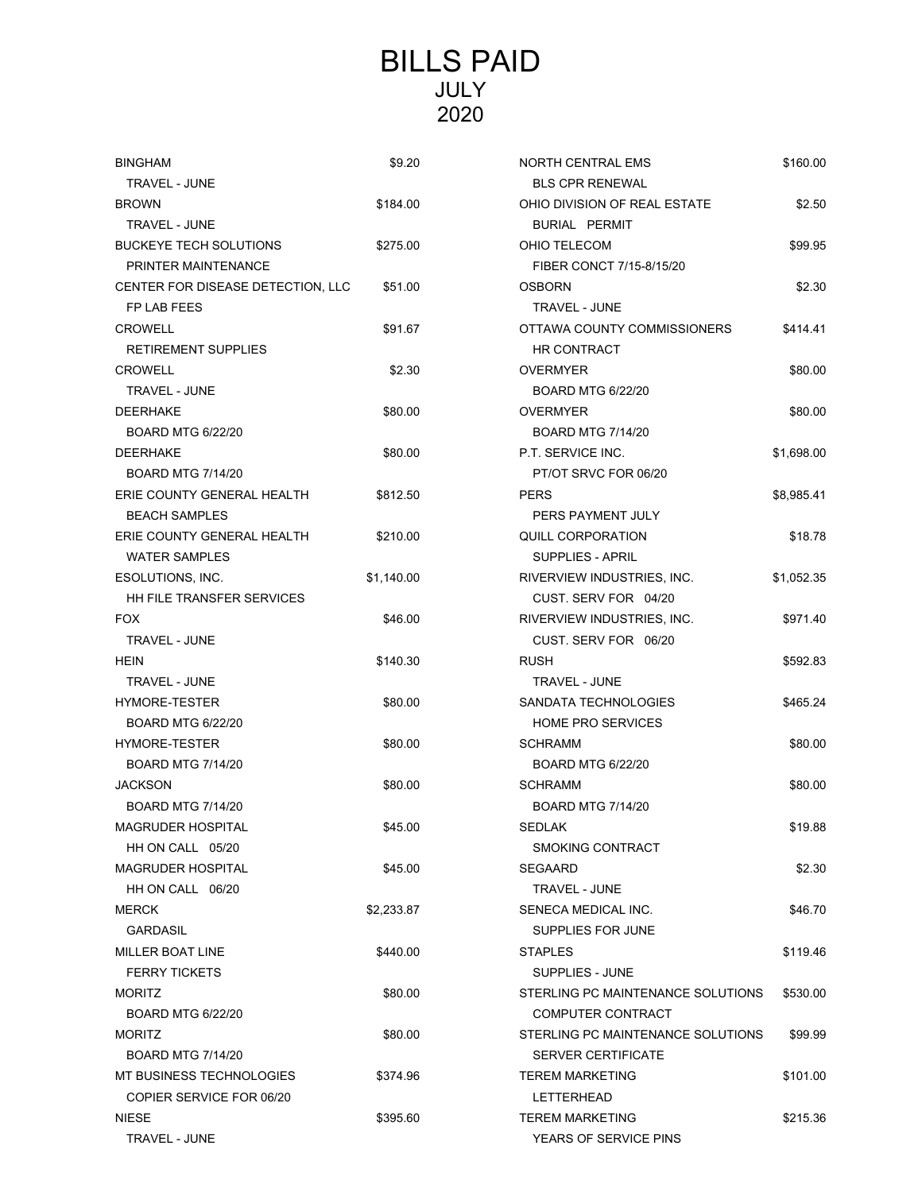# BILLS PAID
## JULY
## 2020

| Payee / Description | Amount |
|---|---|
| BINGHAM<br>TRAVEL - JUNE | $9.20 |
| BROWN<br>TRAVEL - JUNE | $184.00 |
| BUCKEYE TECH SOLUTIONS<br>PRINTER MAINTENANCE | $275.00 |
| CENTER FOR DISEASE DETECTION, LLC<br>FP LAB FEES | $51.00 |
| CROWELL<br>RETIREMENT SUPPLIES | $91.67 |
| CROWELL<br>TRAVEL - JUNE | $2.30 |
| DEERHAKE<br>BOARD MTG 6/22/20 | $80.00 |
| DEERHAKE<br>BOARD MTG 7/14/20 | $80.00 |
| ERIE COUNTY GENERAL HEALTH<br>BEACH SAMPLES | $812.50 |
| ERIE COUNTY GENERAL HEALTH<br>WATER SAMPLES | $210.00 |
| ESOLUTIONS, INC.<br>HH FILE TRANSFER SERVICES | $1,140.00 |
| FOX<br>TRAVEL - JUNE | $46.00 |
| HEIN<br>TRAVEL - JUNE | $140.30 |
| HYMORE-TESTER<br>BOARD MTG 6/22/20 | $80.00 |
| HYMORE-TESTER<br>BOARD MTG 7/14/20 | $80.00 |
| JACKSON<br>BOARD MTG 7/14/20 | $80.00 |
| MAGRUDER HOSPITAL<br>HH ON CALL 05/20 | $45.00 |
| MAGRUDER HOSPITAL<br>HH ON CALL 06/20 | $45.00 |
| MERCK<br>GARDASIL | $2,233.87 |
| MILLER BOAT LINE<br>FERRY TICKETS | $440.00 |
| MORITZ<br>BOARD MTG 6/22/20 | $80.00 |
| MORITZ<br>BOARD MTG 7/14/20 | $80.00 |
| MT BUSINESS TECHNOLOGIES<br>COPIER SERVICE FOR 06/20 | $374.96 |
| NIESE<br>TRAVEL - JUNE | $395.60 |
| NORTH CENTRAL EMS<br>BLS CPR RENEWAL | $160.00 |
| OHIO DIVISION OF REAL ESTATE<br>BURIAL PERMIT | $2.50 |
| OHIO TELECOM<br>FIBER CONCT 7/15-8/15/20 | $99.95 |
| OSBORN<br>TRAVEL - JUNE | $2.30 |
| OTTAWA COUNTY COMMISSIONERS<br>HR CONTRACT | $414.41 |
| OVERMYER<br>BOARD MTG 6/22/20 | $80.00 |
| OVERMYER<br>BOARD MTG 7/14/20 | $80.00 |
| P.T. SERVICE INC.<br>PT/OT SRVC FOR 06/20 | $1,698.00 |
| PERS<br>PERS PAYMENT JULY | $8,985.41 |
| QUILL CORPORATION<br>SUPPLIES - APRIL | $18.78 |
| RIVERVIEW INDUSTRIES, INC.<br>CUST. SERV FOR 04/20 | $1,052.35 |
| RIVERVIEW INDUSTRIES, INC.<br>CUST. SERV FOR 06/20 | $971.40 |
| RUSH<br>TRAVEL - JUNE | $592.83 |
| SANDATA TECHNOLOGIES<br>HOME PRO SERVICES | $465.24 |
| SCHRAMM<br>BOARD MTG 6/22/20 | $80.00 |
| SCHRAMM<br>BOARD MTG 7/14/20 | $80.00 |
| SEDLAK<br>SMOKING CONTRACT | $19.88 |
| SEGAARD<br>TRAVEL - JUNE | $2.30 |
| SENECA MEDICAL INC.<br>SUPPLIES FOR JUNE | $46.70 |
| STAPLES<br>SUPPLIES - JUNE | $119.46 |
| STERLING PC MAINTENANCE SOLUTIONS<br>COMPUTER CONTRACT | $530.00 |
| STERLING PC MAINTENANCE SOLUTIONS<br>SERVER CERTIFICATE | $99.99 |
| TEREM MARKETING<br>LETTERHEAD | $101.00 |
| TEREM MARKETING<br>YEARS OF SERVICE PINS | $215.36 |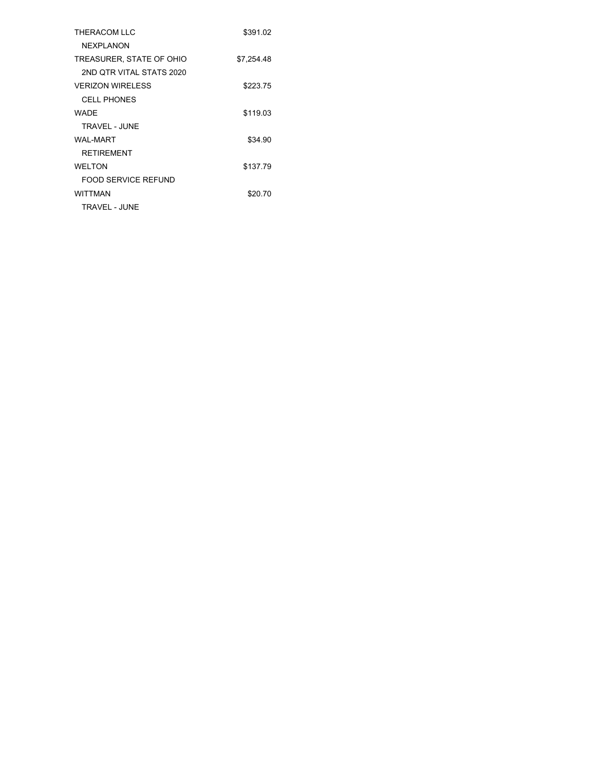| | |
|---|---|
| THERACOM LLC | $391.02 |
| NEXPLANON | |
| TREASURER, STATE OF OHIO | $7,254.48 |
| 2ND QTR VITAL STATS 2020 | |
| VERIZON WIRELESS | $223.75 |
| CELL PHONES | |
| WADE | $119.03 |
| TRAVEL - JUNE | |
| WAL-MART | $34.90 |
| RETIREMENT | |
| WELTON | $137.79 |
| FOOD SERVICE REFUND | |
| WITTMAN | $20.70 |
| TRAVEL - JUNE | |